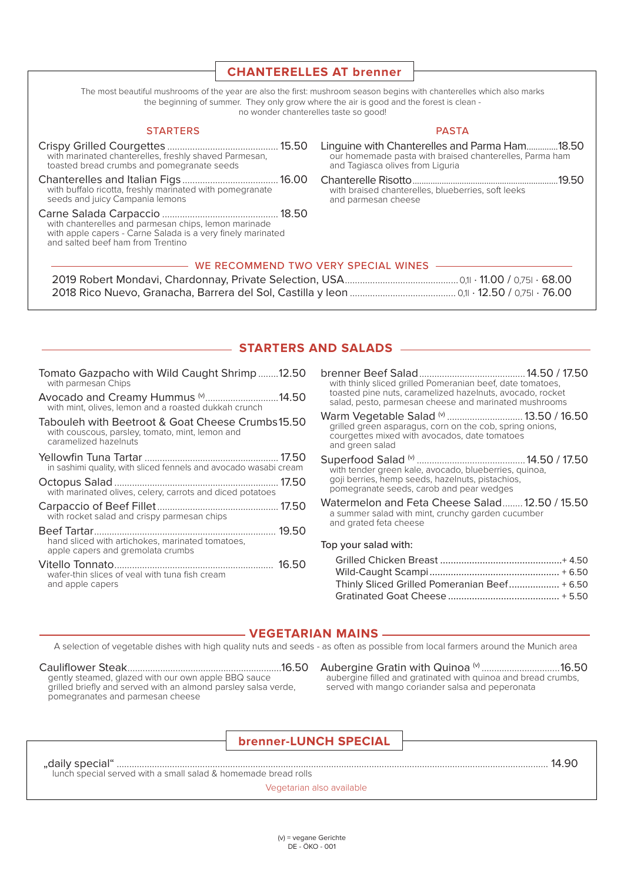## CHANTERELLES AT brenner

The most beautiful mushrooms of the year are also the first: mushroom season begins with chanterelles which also marks the beginning of summer. They only grow where the air is good and the forest is clean - no wonder chanterelles taste so good!

### STARTERS

**Crispy Grilled Courgettes** ........ 15.50
with marinated chanterelles, freshly shaved Parmesan, toasted bread crumbs and pomegranate seeds

**Chanterelles and Italian Figs** ........ 16.00
with buffalo ricotta, freshly marinated with pomegranate seeds and juicy Campania lemons

**Carne Salada Carpaccio** ........ 18.50
with chanterelles and parmesan chips, lemon marinade with apple capers - Carne Salada is a very finely marinated and salted beef ham from Trentino

### PASTA

**Linguine with Chanterelles and Parma Ham** ........ 18.50
our homemade pasta with braised chanterelles, Parma ham and Tagiasca olives from Liguria

**Chanterelle Risotto** ........ 19.50
with braised chanterelles, blueberries, soft leeks and parmesan cheese

### WE RECOMMEND TWO VERY SPECIAL WINES

2019 Robert Mondavi, Chardonnay, Private Selection, USA ........ 0,1l · 11.00 / 0,75l · 68.00
2018 Rico Nuevo, Granacha, Barrera del Sol, Castilla y leon ........ 0,1l · 12.50 / 0,75l · 76.00

## STARTERS AND SALADS

**Tomato Gazpacho with Wild Caught Shrimp** ........ 12.50
with parmesan Chips

**Avocado and Creamy Hummus (v)** ........ 14.50
with mint, olives, lemon and a roasted dukkah crunch

**Tabouleh with Beetroot & Goat Cheese Crumbs** 15.50
with couscous, parsley, tomato, mint, lemon and caramelized hazelnuts

**Yellowfin Tuna Tartar** ........ 17.50
in sashimi quality, with sliced fennels and avocado wasabi cream

**Octopus Salad** ........ 17.50
with marinated olives, celery, carrots and diced potatoes

**Carpaccio of Beef Fillet** ........ 17.50
with rocket salad and crispy parmesan chips

**Beef Tartar** ........ 19.50
hand sliced with artichokes, marinated tomatoes, apple capers and gremolata crumbs

**Vitello Tonnato** ........ 16.50
wafer-thin slices of veal with tuna fish cream and apple capers

**brenner Beef Salad** ........ 14.50 / 17.50
with thinly sliced grilled Pomeranian beef, date tomatoes, toasted pine nuts, caramelized hazelnuts, avocado, rocket salad, pesto, parmesan cheese and marinated mushrooms

**Warm Vegetable Salad (v)** ........ 13.50 / 16.50
grilled green asparagus, corn on the cob, spring onions, courgettes mixed with avocados, date tomatoes and green salad

**Superfood Salad (v)** ........ 14.50 / 17.50
with tender green kale, avocado, blueberries, quinoa, goji berries, hemp seeds, hazelnuts, pistachios, pomegranate seeds, carob and pear wedges

**Watermelon and Feta Cheese Salad** ........ 12.50 / 15.50
a summer salad with mint, crunchy garden cucumber and grated feta cheese

Top your salad with:

- Grilled Chicken Breast ........ + 4.50
- Wild-Caught Scampi ........ + 6.50
- Thinly Sliced Grilled Pomeranian Beef ........ + 6.50
- Gratinated Goat Cheese ........ + 5.50

## VEGETARIAN MAINS

A selection of vegetable dishes with high quality nuts and seeds - as often as possible from local farmers around the Munich area

**Cauliflower Steak** ........ 16.50
gently steamed, glazed with our own apple BBQ sauce grilled briefly and served with an almond parsley salsa verde, pomegranates and parmesan cheese

**Aubergine Gratin with Quinoa (v)** ........ 16.50
aubergine filled and gratinated with quinoa and bread crumbs, served with mango coriander salsa and peperonata

## brenner-LUNCH SPECIAL

**„daily special"** ........ 14.90
lunch special served with a small salad & homemade bread rolls

Vegetarian also available

(v) = vegane Gerichte
DE - ÖKO - 001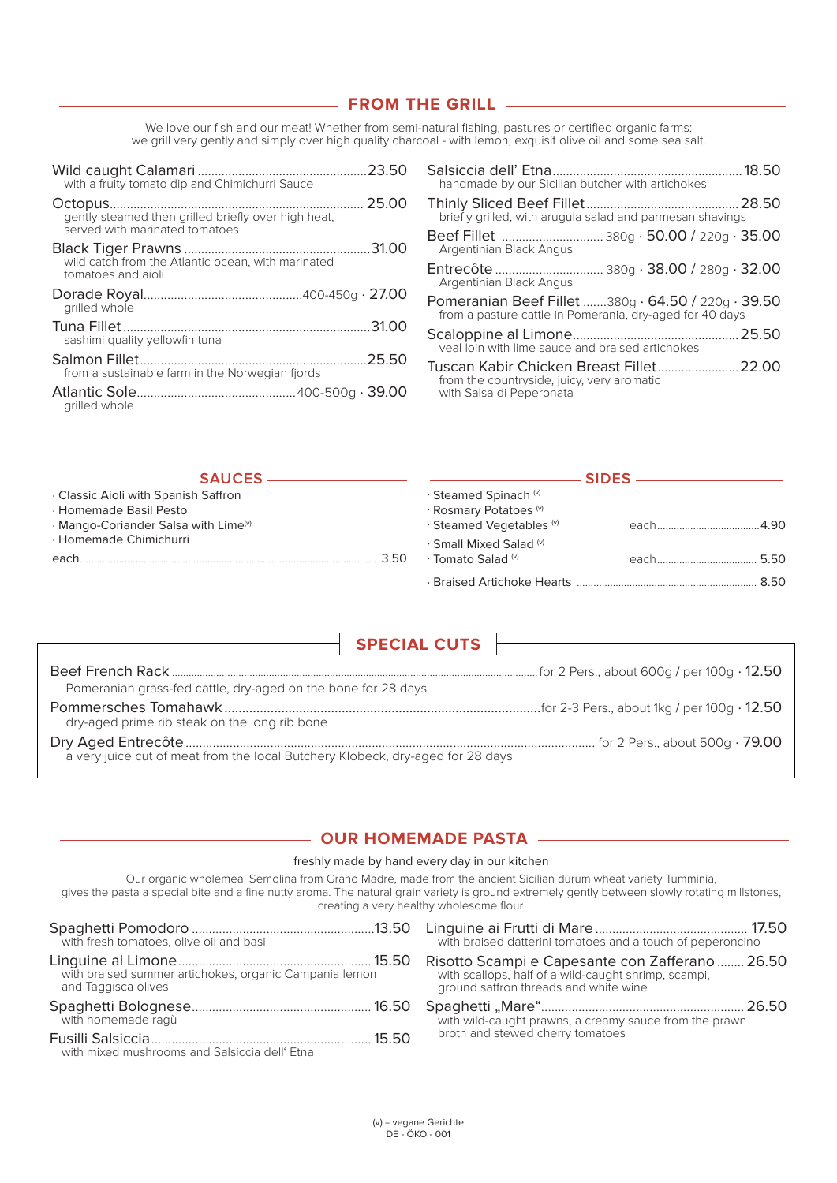## FROM THE GRILL

We love our fish and our meat! Whether from semi-natural fishing, pastures or certified organic farms: we grill very gently and simply over high quality charcoal - with lemon, exquisit olive oil and some sea salt.

Wild caught Calamari .................. 23.50
with a fruity tomato dip and Chimichurri Sauce

Octopus .................. 25.00
gently steamed then grilled briefly over high heat, served with marinated tomatoes

Black Tiger Prawns .................. 31.00
wild catch from the Atlantic ocean, with marinated tomatoes and aioli

Dorade Royal .................. 400-450g · 27.00
grilled whole

Tuna Fillet .................. 31.00
sashimi quality yellowfin tuna

Salmon Fillet .................. 25.50
from a sustainable farm in the Norwegian fjords

Atlantic Sole .................. 400-500g · 39.00
grilled whole

Salsiccia dell' Etna .................. 18.50
handmade by our Sicilian butcher with artichokes

Thinly Sliced Beef Fillet .................. 28.50
briefly grilled, with arugula salad and parmesan shavings

Beef Fillet .................. 380g · 50.00 / 220g · 35.00
Argentinian Black Angus

Entrecôte .................. 380g · 38.00 / 280g · 32.00
Argentinian Black Angus

Pomeranian Beef Fillet .......380g · 64.50 / 220g · 39.50
from a pasture cattle in Pomerania, dry-aged for 40 days

Scaloppine al Limone .................. 25.50
veal loin with lime sauce and braised artichokes

Tuscan Kabir Chicken Breast Fillet .................. 22.00
from the countryside, juicy, very aromatic with Salsa di Peperonata

### SAUCES

- Classic Aioli with Spanish Saffron
- Homemade Basil Pesto
- Mango-Coriander Salsa with Lime (v)
- Homemade Chimichurri

each .................. 3.50

### SIDES

- Steamed Spinach (v)
- Rosmary Potatoes (v)
- Steamed Vegetables (v) — each .................. 4.90
- Small Mixed Salad (v)
- Tomato Salad (v) — each .................. 5.50
- Braised Artichoke Hearts .................. 8.50

## SPECIAL CUTS

Beef French Rack .................. for 2 Pers., about 600g / per 100g · 12.50
Pomeranian grass-fed cattle, dry-aged on the bone for 28 days

Pommersches Tomahawk .................. for 2-3 Pers., about 1kg / per 100g · 12.50
dry-aged prime rib steak on the long rib bone

Dry Aged Entrecôte .................. for 2 Pers., about 500g · 79.00
a very juice cut of meat from the local Butchery Klobeck, dry-aged for 28 days

## OUR HOMEMADE PASTA

freshly made by hand every day in our kitchen

Our organic wholemeal Semolina from Grano Madre, made from the ancient Sicilian durum wheat variety Tumminia, gives the pasta a special bite and a fine nutty aroma. The natural grain variety is ground extremely gently between slowly rotating millstones, creating a very healthy wholesome flour.

Spaghetti Pomodoro .................. 13.50
with fresh tomatoes, olive oil and basil

Linguine al Limone .................. 15.50
with braised summer artichokes, organic Campania lemon and Taggisca olives

Spaghetti Bolognese .................. 16.50
with homemade ragù

Fusilli Salsiccia .................. 15.50
with mixed mushrooms and Salsiccia dell' Etna

Linguine ai Frutti di Mare .................. 17.50
with braised datterini tomatoes and a touch of peperoncino

Risotto Scampi e Capesante con Zafferano .................. 26.50
with scallops, half of a wild-caught shrimp, scampi, ground saffron threads and white wine

Spaghetti „Mare" .................. 26.50
with wild-caught prawns, a creamy sauce from the prawn broth and stewed cherry tomatoes

(v) = vegane Gerichte
DE - ÖKO - 001